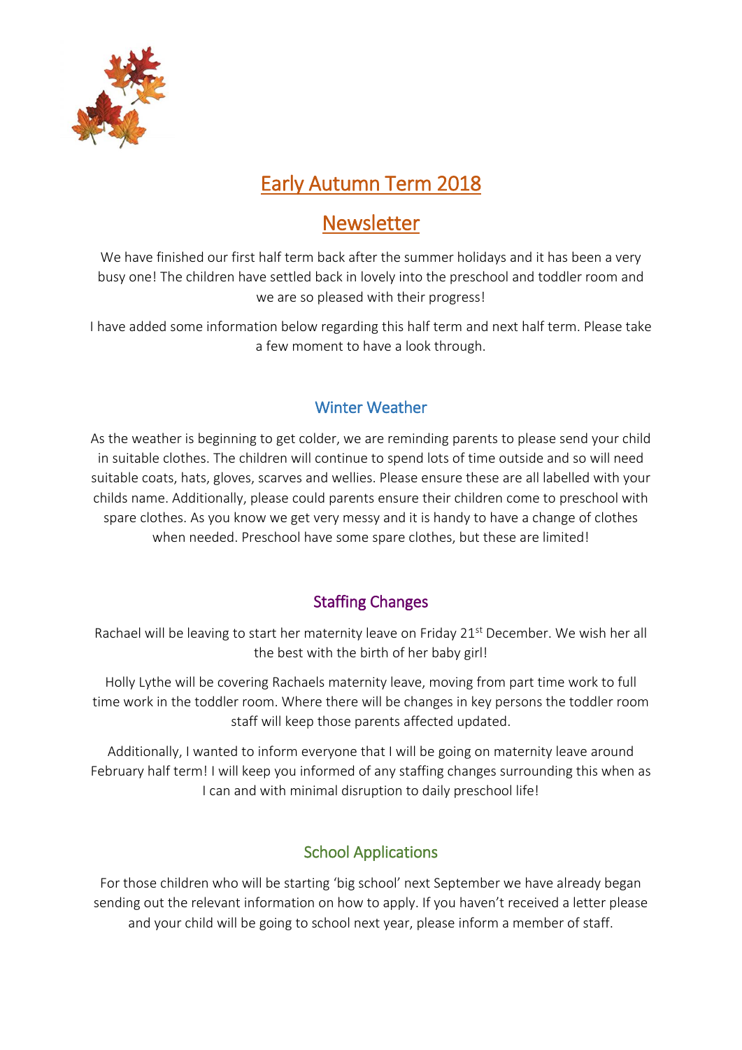# Early Autumn Term 2018

# Newsletter

We have finished our first half term back after the summer holidays and it has been a very busy one! The children have settled back in lovely into the preschool and toddler room and we are so pleased with their progress!

I have added some information below regarding this half term and next half term. Please take a few moment to have a look through.

## Winter Weather

As the weather is beginning to get colder, we are reminding parents to please send your child in suitable clothes. The children will continue to spend lots of time outside and so will need suitable coats, hats, gloves, scarves and wellies. Please ensure these are all labelled with your childs name. Additionally, please could parents ensure their children come to preschool with spare clothes. As you know we get very messy and it is handy to have a change of clothes when needed. Preschool have some spare clothes, but these are limited!

## Staffing Changes

Rachael will be leaving to start her maternity leave on Friday 21st December. We wish her all the best with the birth of her baby girl!

Holly Lythe will be covering Rachaels maternity leave, moving from part time work to full time work in the toddler room. Where there will be changes in key persons the toddler room staff will keep those parents affected updated.

Additionally, I wanted to inform everyone that I will be going on maternity leave around February half term! I will keep you informed of any staffing changes surrounding this when as I can and with minimal disruption to daily preschool life!

## School Applications

For those children who will be starting 'big school' next September we have already began sending out the relevant information on how to apply. If you haven't received a letter please and your child will be going to school next year, please inform a member of staff.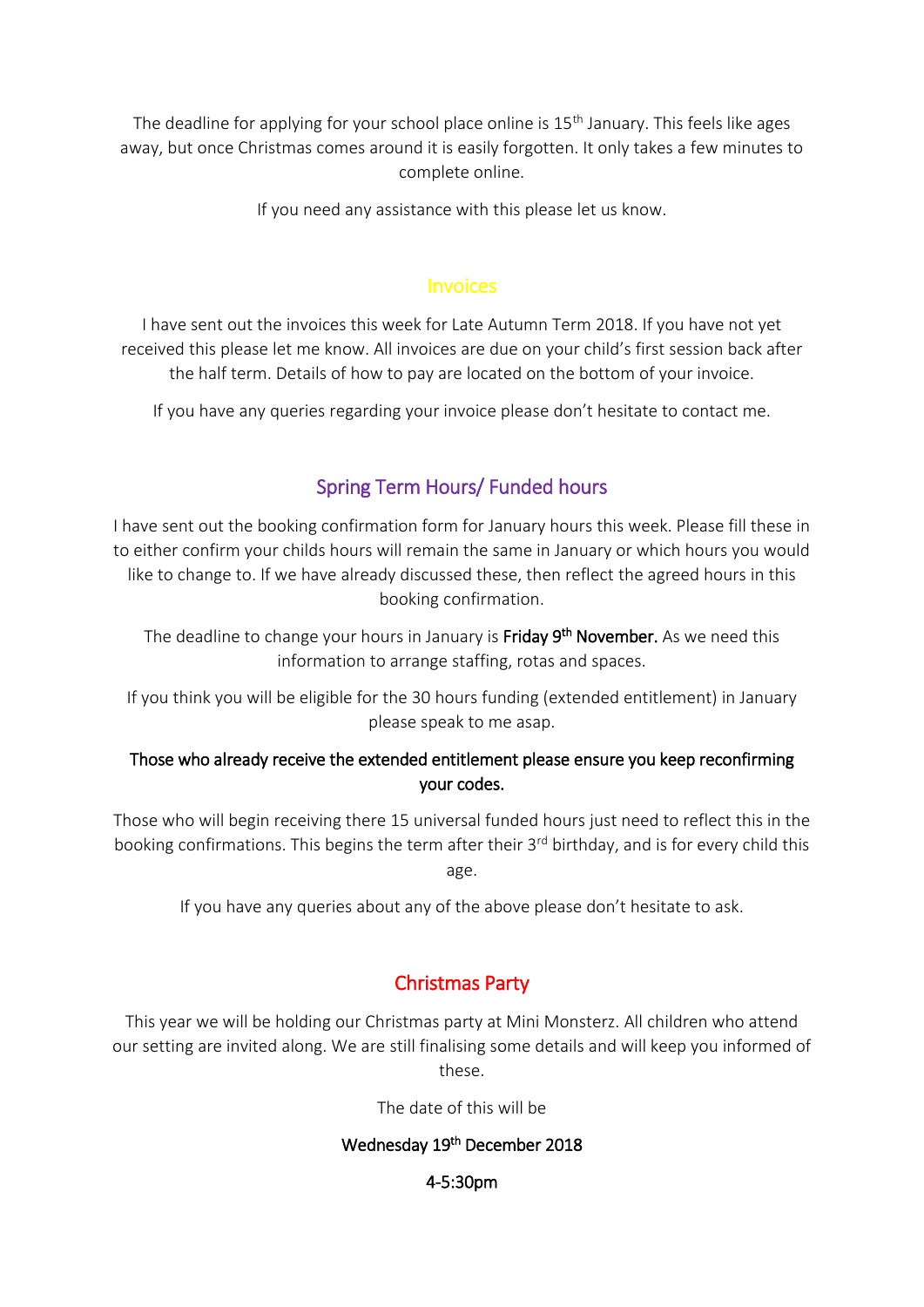The deadline for applying for your school place online is 15th January. This feels like ages away, but once Christmas comes around it is easily forgotten. It only takes a few minutes to complete online.

If you need any assistance with this please let us know.

## Invoices

I have sent out the invoices this week for Late Autumn Term 2018. If you have not yet received this please let me know. All invoices are due on your child's first session back after the half term. Details of how to pay are located on the bottom of your invoice.

If you have any queries regarding your invoice please don't hesitate to contact me.

## Spring Term Hours/ Funded hours

I have sent out the booking confirmation form for January hours this week. Please fill these in to either confirm your childs hours will remain the same in January or which hours you would like to change to. If we have already discussed these, then reflect the agreed hours in this booking confirmation.

The deadline to change your hours in January is **Friday 9th November.** As we need this information to arrange staffing, rotas and spaces.

If you think you will be eligible for the 30 hours funding (extended entitlement) in January please speak to me asap.

**Those who already receive the extended entitlement please ensure you keep reconfirming your codes.**

Those who will begin receiving there 15 universal funded hours just need to reflect this in the booking confirmations. This begins the term after their 3rd birthday, and is for every child this age.

If you have any queries about any of the above please don't hesitate to ask.

## Christmas Party

This year we will be holding our Christmas party at Mini Monsterz. All children who attend our setting are invited along. We are still finalising some details and will keep you informed of these.

The date of this will be

**Wednesday 19th December 2018**

**4-5:30pm**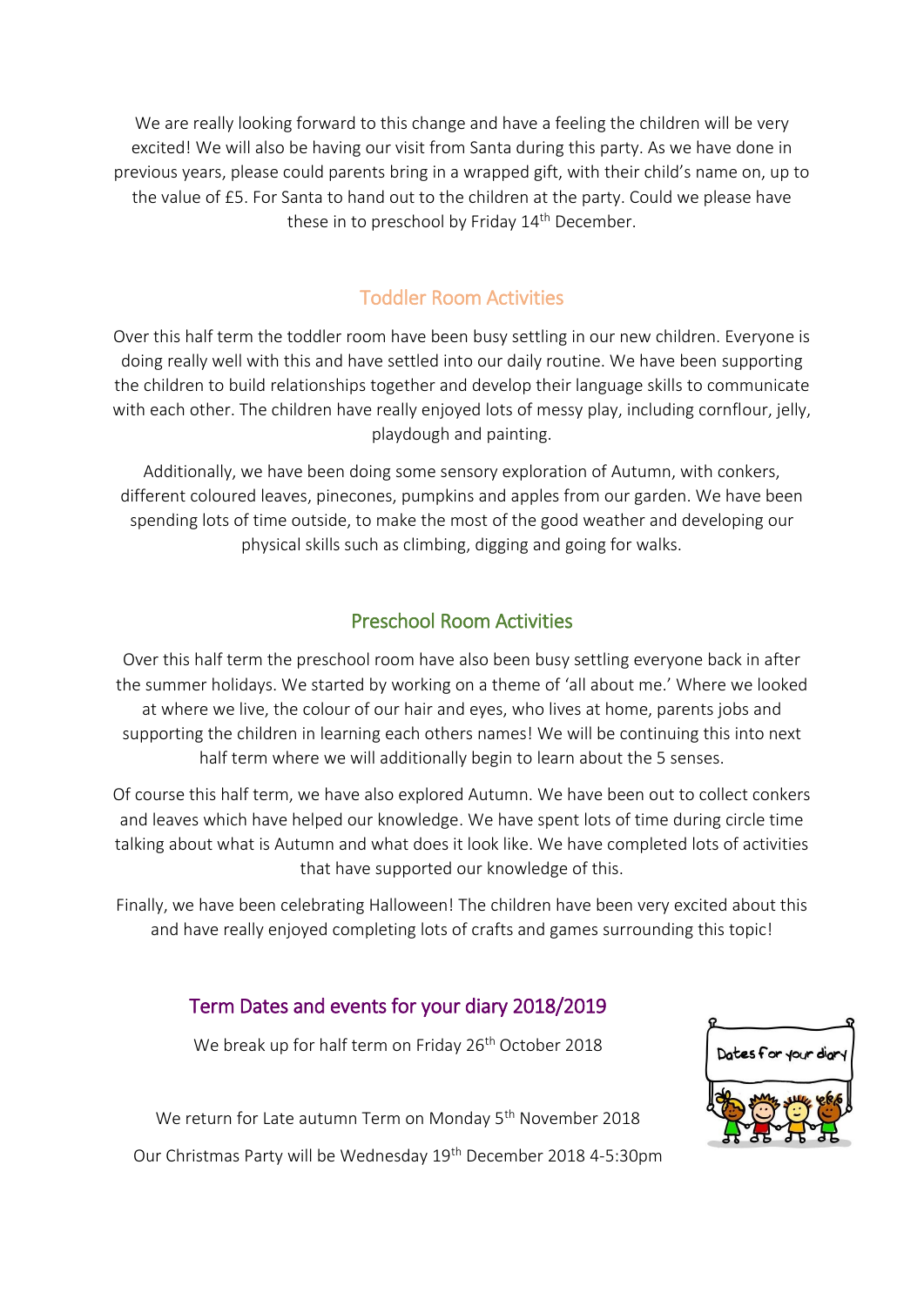We are really looking forward to this change and have a feeling the children will be very excited! We will also be having our visit from Santa during this party. As we have done in previous years, please could parents bring in a wrapped gift, with their child's name on, up to the value of £5. For Santa to hand out to the children at the party. Could we please have these in to preschool by Friday 14th December.

## Toddler Room Activities

Over this half term the toddler room have been busy settling in our new children. Everyone is doing really well with this and have settled into our daily routine. We have been supporting the children to build relationships together and develop their language skills to communicate with each other. The children have really enjoyed lots of messy play, including cornflour, jelly, playdough and painting.

Additionally, we have been doing some sensory exploration of Autumn, with conkers, different coloured leaves, pinecones, pumpkins and apples from our garden. We have been spending lots of time outside, to make the most of the good weather and developing our physical skills such as climbing, digging and going for walks.

## Preschool Room Activities

Over this half term the preschool room have also been busy settling everyone back in after the summer holidays. We started by working on a theme of 'all about me.' Where we looked at where we live, the colour of our hair and eyes, who lives at home, parents jobs and supporting the children in learning each others names! We will be continuing this into next half term where we will additionally begin to learn about the 5 senses.

Of course this half term, we have also explored Autumn. We have been out to collect conkers and leaves which have helped our knowledge. We have spent lots of time during circle time talking about what is Autumn and what does it look like. We have completed lots of activities that have supported our knowledge of this.

Finally, we have been celebrating Halloween! The children have been very excited about this and have really enjoyed completing lots of crafts and games surrounding this topic!

## Term Dates and events for your diary 2018/2019

We break up for half term on Friday 26th October 2018

We return for Late autumn Term on Monday 5th November 2018

Our Christmas Party will be Wednesday 19th December 2018 4-5:30pm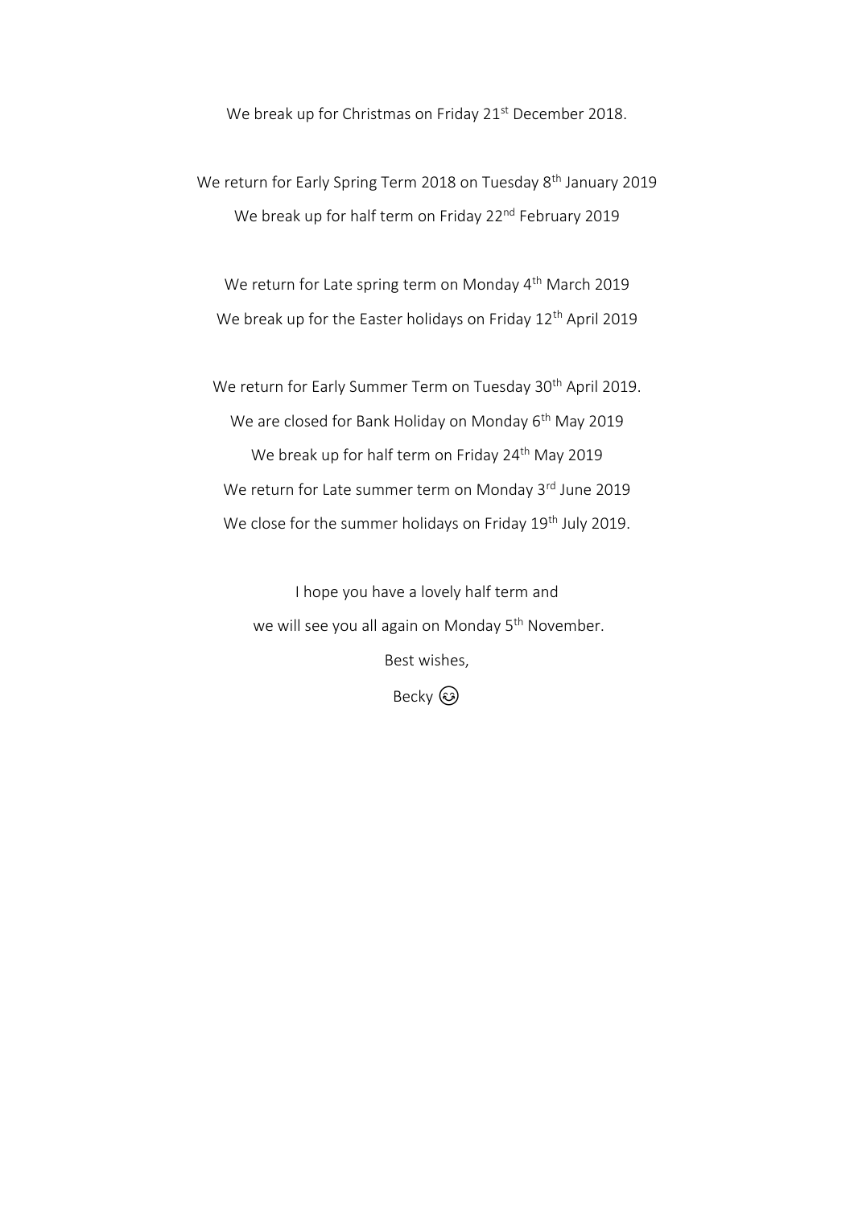We break up for Christmas on Friday 21st December 2018.

We return for Early Spring Term 2018 on Tuesday 8th January 2019

We break up for half term on Friday 22nd February 2019

We return for Late spring term on Monday 4th March 2019

We break up for the Easter holidays on Friday 12th April 2019

We return for Early Summer Term on Tuesday 30th April 2019.

We are closed for Bank Holiday on Monday 6th May 2019

We break up for half term on Friday 24th May 2019

We return for Late summer term on Monday 3rd June 2019

We close for the summer holidays on Friday 19th July 2019.

I hope you have a lovely half term and

we will see you all again on Monday 5th November.

Best wishes,

Becky 😉